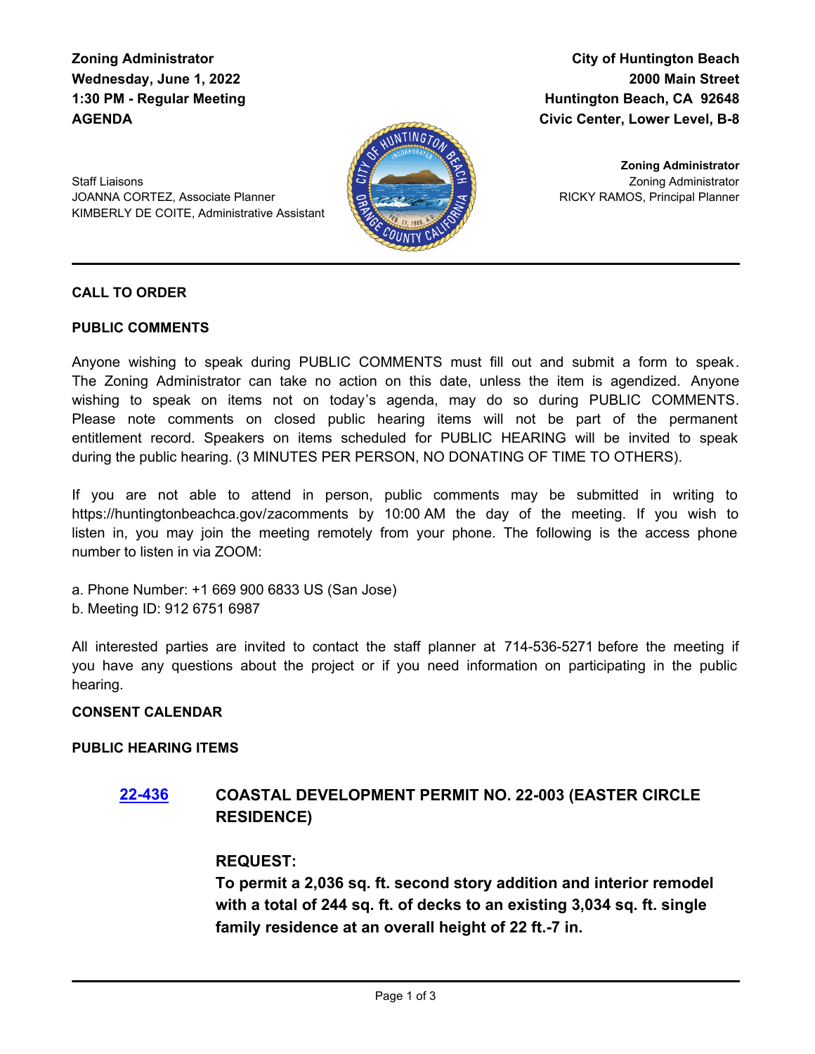**Zoning Administrator**
**Wednesday, June 1, 2022**
**1:30 PM - Regular Meeting**
**AGENDA**

**City of Huntington Beach**
**2000 Main Street**
**Huntington Beach, CA 92648**
**Civic Center, Lower Level, B-8**

Staff Liaisons
JOANNA CORTEZ, Associate Planner
KIMBERLY DE COITE, Administrative Assistant

**Zoning Administrator**
Zoning Administrator
RICKY RAMOS, Principal Planner

---

**CALL TO ORDER**

**PUBLIC COMMENTS**

Anyone wishing to speak during PUBLIC COMMENTS must fill out and submit a form to speak. The Zoning Administrator can take no action on this date, unless the item is agendized. Anyone wishing to speak on items not on today's agenda, may do so during PUBLIC COMMENTS. Please note comments on closed public hearing items will not be part of the permanent entitlement record. Speakers on items scheduled for PUBLIC HEARING will be invited to speak during the public hearing. (3 MINUTES PER PERSON, NO DONATING OF TIME TO OTHERS).

If you are not able to attend in person, public comments may be submitted in writing to https://huntingtonbeachca.gov/zacomments by 10:00 AM the day of the meeting. If you wish to listen in, you may join the meeting remotely from your phone. The following is the access phone number to listen in via ZOOM:

a. Phone Number: +1 669 900 6833 US (San Jose)
b. Meeting ID: 912 6751 6987

All interested parties are invited to contact the staff planner at 714-536-5271 before the meeting if you have any questions about the project or if you need information on participating in the public hearing.

**CONSENT CALENDAR**

**PUBLIC HEARING ITEMS**

**22-436** **COASTAL DEVELOPMENT PERMIT NO. 22-003 (EASTER CIRCLE RESIDENCE)**

**REQUEST:**
**To permit a 2,036 sq. ft. second story addition and interior remodel with a total of 244 sq. ft. of decks to an existing 3,034 sq. ft. single family residence at an overall height of 22 ft.-7 in.**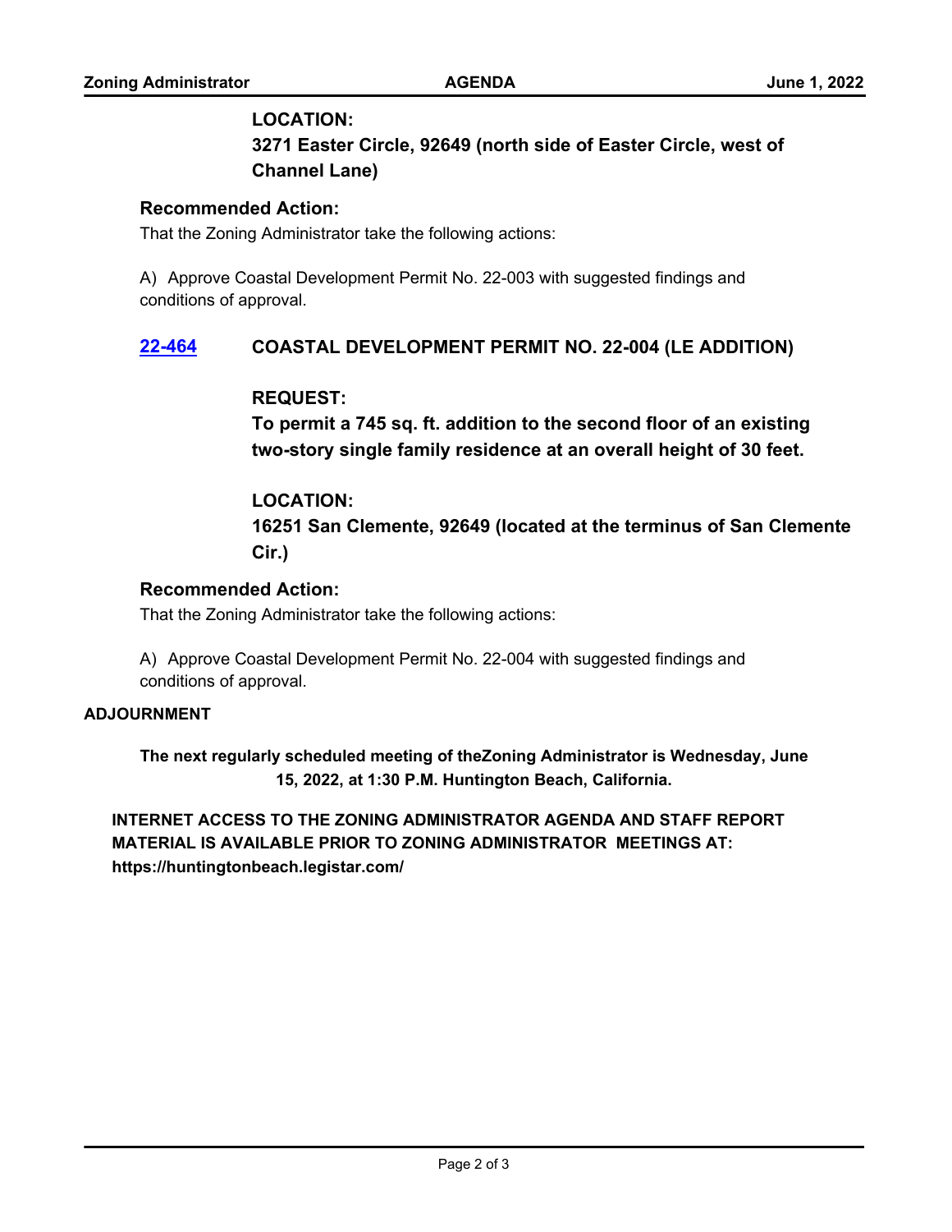**LOCATION:**
**3271 Easter Circle, 92649 (north side of Easter Circle, west of Channel Lane)**

**Recommended Action:**
That the Zoning Administrator take the following actions:

A) Approve Coastal Development Permit No. 22-003 with suggested findings and conditions of approval.

**22-464** **COASTAL DEVELOPMENT PERMIT NO. 22-004 (LE ADDITION)**

**REQUEST:**
**To permit a 745 sq. ft. addition to the second floor of an existing two-story single family residence at an overall height of 30 feet.**

**LOCATION:**
**16251 San Clemente, 92649 (located at the terminus of San Clemente Cir.)**

**Recommended Action:**
That the Zoning Administrator take the following actions:

A) Approve Coastal Development Permit No. 22-004 with suggested findings and conditions of approval.

**ADJOURNMENT**

**The next regularly scheduled meeting of theZoning Administrator is Wednesday, June 15, 2022, at 1:30 P.M. Huntington Beach, California.**

**INTERNET ACCESS TO THE ZONING ADMINISTRATOR AGENDA AND STAFF REPORT MATERIAL IS AVAILABLE PRIOR TO ZONING ADMINISTRATOR MEETINGS AT: https://huntingtonbeach.legistar.com/**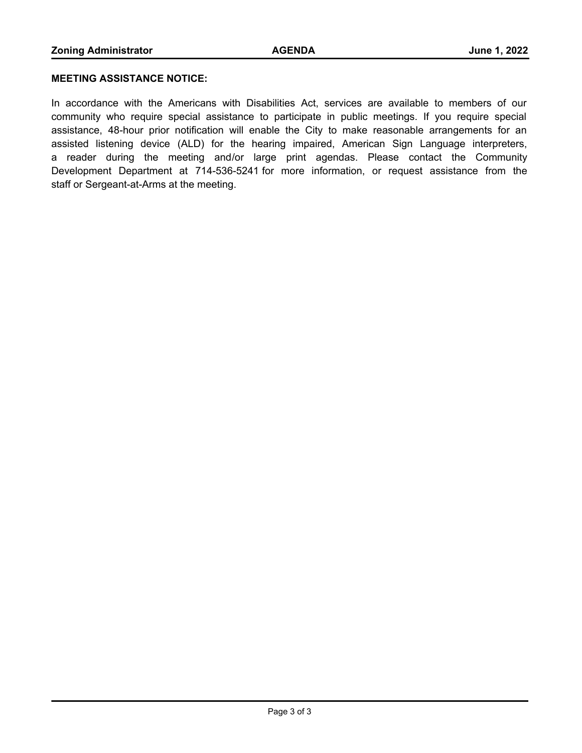**MEETING ASSISTANCE NOTICE:**

In accordance with the Americans with Disabilities Act, services are available to members of our community who require special assistance to participate in public meetings. If you require special assistance, 48-hour prior notification will enable the City to make reasonable arrangements for an assisted listening device (ALD) for the hearing impaired, American Sign Language interpreters, a reader during the meeting and/or large print agendas. Please contact the Community Development Department at 714-536-5241 for more information, or request assistance from the staff or Sergeant-at-Arms at the meeting.